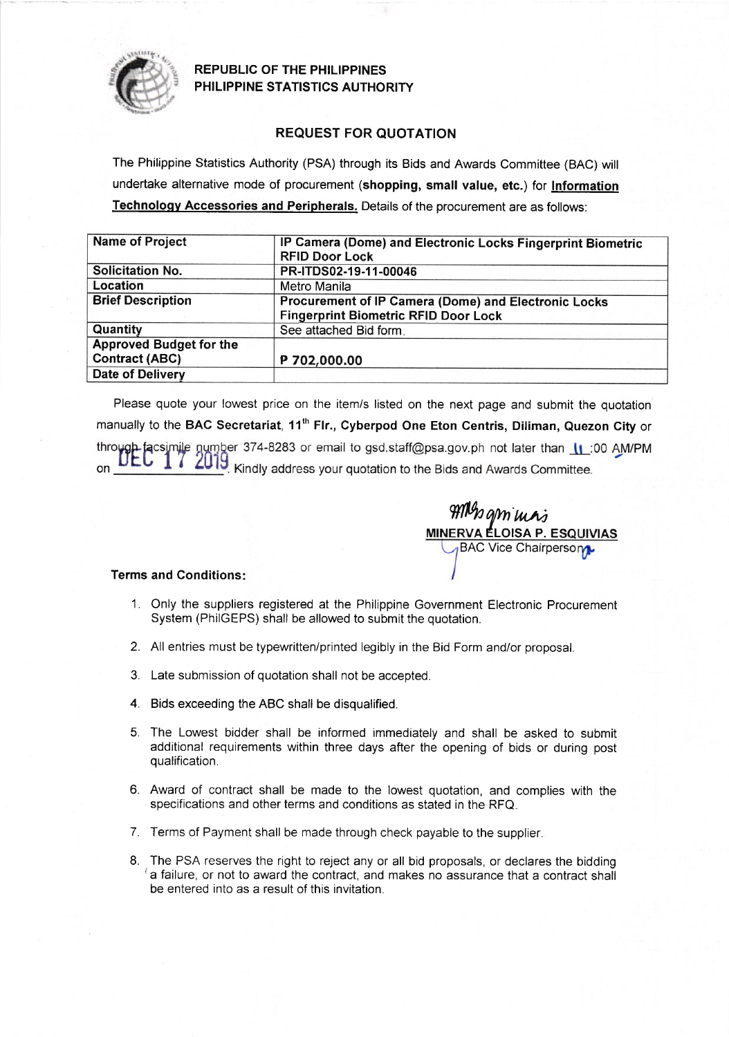REPUBLIC OF THE PHILIPPINES
PHILIPPINE STATISTICS AUTHORITY

## REQUEST FOR QUOTATION

The Philippine Statistics Authority (PSA) through its Bids and Awards Committee (BAC) will undertake alternative mode of procurement (**shopping, small value, etc.**) for **Information Technology Accessories and Peripherals.** Details of the procurement are as follows:

| **Name of Project** | **IP Camera (Dome) and Electronic Locks Fingerprint Biometric RFID Door Lock** |
|---|---|
| **Solicitation No.** | **PR-ITDS02-19-11-00046** |
| **Location** | Metro Manila |
| **Brief Description** | **Procurement of IP Camera (Dome) and Electronic Locks Fingerprint Biometric RFID Door Lock** |
| **Quantity** | See attached Bid form. |
| **Approved Budget for the Contract (ABC)** | **P 702,000.00** |
| **Date of Delivery** | |

Please quote your lowest price on the item/s listed on the next page and submit the quotation manually to the **BAC Secretariat**, **11th Flr., Cyberpod One Eton Centris, Diliman, Quezon City** or through facsimile number 374-8283 or email to gsd.staff@psa.gov.ph not later than 11:00 AM/PM on DEC 17 2019. Kindly address your quotation to the Bids and Awards Committee.

**MINERVA ELOISA P. ESQUIVIAS**
BAC Vice Chairperson

**Terms and Conditions:**

1. Only the suppliers registered at the Philippine Government Electronic Procurement System (PhilGEPS) shall be allowed to submit the quotation.
2. All entries must be typewritten/printed legibly in the Bid Form and/or proposal.
3. Late submission of quotation shall not be accepted.
4. Bids exceeding the ABC shall be disqualified.
5. The Lowest bidder shall be informed immediately and shall be asked to submit additional requirements within three days after the opening of bids or during post qualification.
6. Award of contract shall be made to the lowest quotation, and complies with the specifications and other terms and conditions as stated in the RFQ.
7. Terms of Payment shall be made through check payable to the supplier.
8. The PSA reserves the right to reject any or all bid proposals, or declares the bidding a failure, or not to award the contract, and makes no assurance that a contract shall be entered into as a result of this invitation.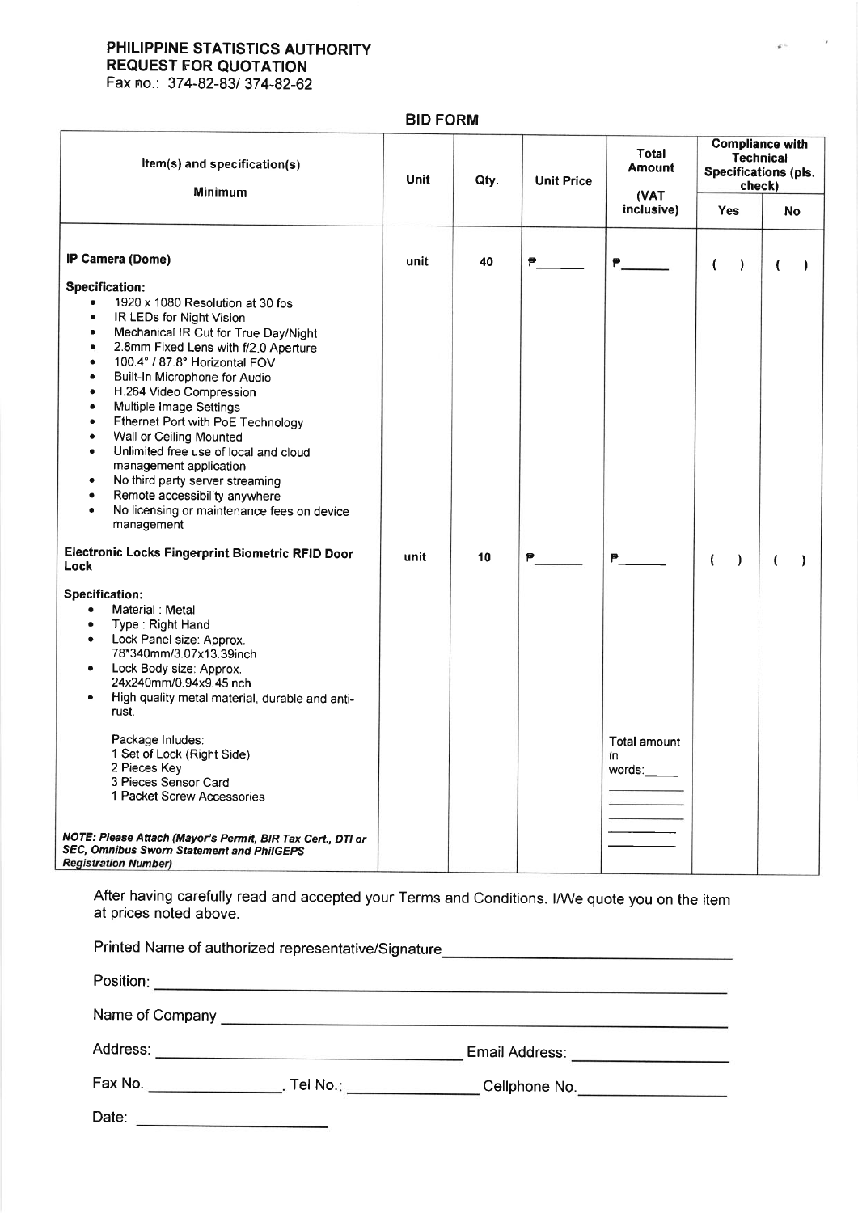**PHILIPPINE STATISTICS AUTHORITY**
**REQUEST FOR QUOTATION**
Fax no.: 374-82-83/ 374-82-62

## BID FORM

| Item(s) and specification(s) Minimum | Unit | Qty. | Unit Price | Total Amount (VAT inclusive) | Compliance with Technical Specifications (pls. check) | |
|---|---|---|---|---|---|---|
| | | | | | Yes | No |
| **IP Camera (Dome)**<br><br>**Specification:**<br>• 1920 x 1080 Resolution at 30 fps<br>• IR LEDs for Night Vision<br>• Mechanical IR Cut for True Day/Night<br>• 2.8mm Fixed Lens with f/2.0 Aperture<br>• 100.4° / 87.8° Horizontal FOV<br>• Built-In Microphone for Audio<br>• H.264 Video Compression<br>• Multiple Image Settings<br>• Ethernet Port with PoE Technology<br>• Wall or Ceiling Mounted<br>• Unlimited free use of local and cloud management application<br>• No third party server streaming<br>• Remote accessibility anywhere<br>• No licensing or maintenance fees on device management | unit | 40 | ₱______ | ₱______ | ( ) | ( ) |
| **Electronic Locks Fingerprint Biometric RFID Door Lock**<br><br>**Specification:**<br>• Material : Metal<br>• Type : Right Hand<br>• Lock Panel size: Approx. 78*340mm/3.07x13.39inch<br>• Lock Body size: Approx. 24x240mm/0.94x9.45inch<br>• High quality metal material, durable and anti-rust.<br><br>Package Inludes:<br>1 Set of Lock (Right Side)<br>2 Pieces Key<br>3 Pieces Sensor Card<br>1 Packet Screw Accessories<br><br>***NOTE: Please Attach (Mayor's Permit, BIR Tax Cert., DTI or SEC, Omnibus Sworn Statement and PhilGEPS Registration Number)*** | unit | 10 | ₱______ | ₱______<br><br>Total amount in words:______<br>______<br>______<br>______<br>______<br>______ | ( ) | ( ) |

After having carefully read and accepted your Terms and Conditions. I/We quote you on the item at prices noted above.

Printed Name of authorized representative/Signature________________________________

Position: ______________________________________________________________

Name of Company ________________________________________________________

Address: ________________________________ Email Address: __________________

Fax No. ________________. Tel No.: ________________ Cellphone No.__________________

Date: ______________________